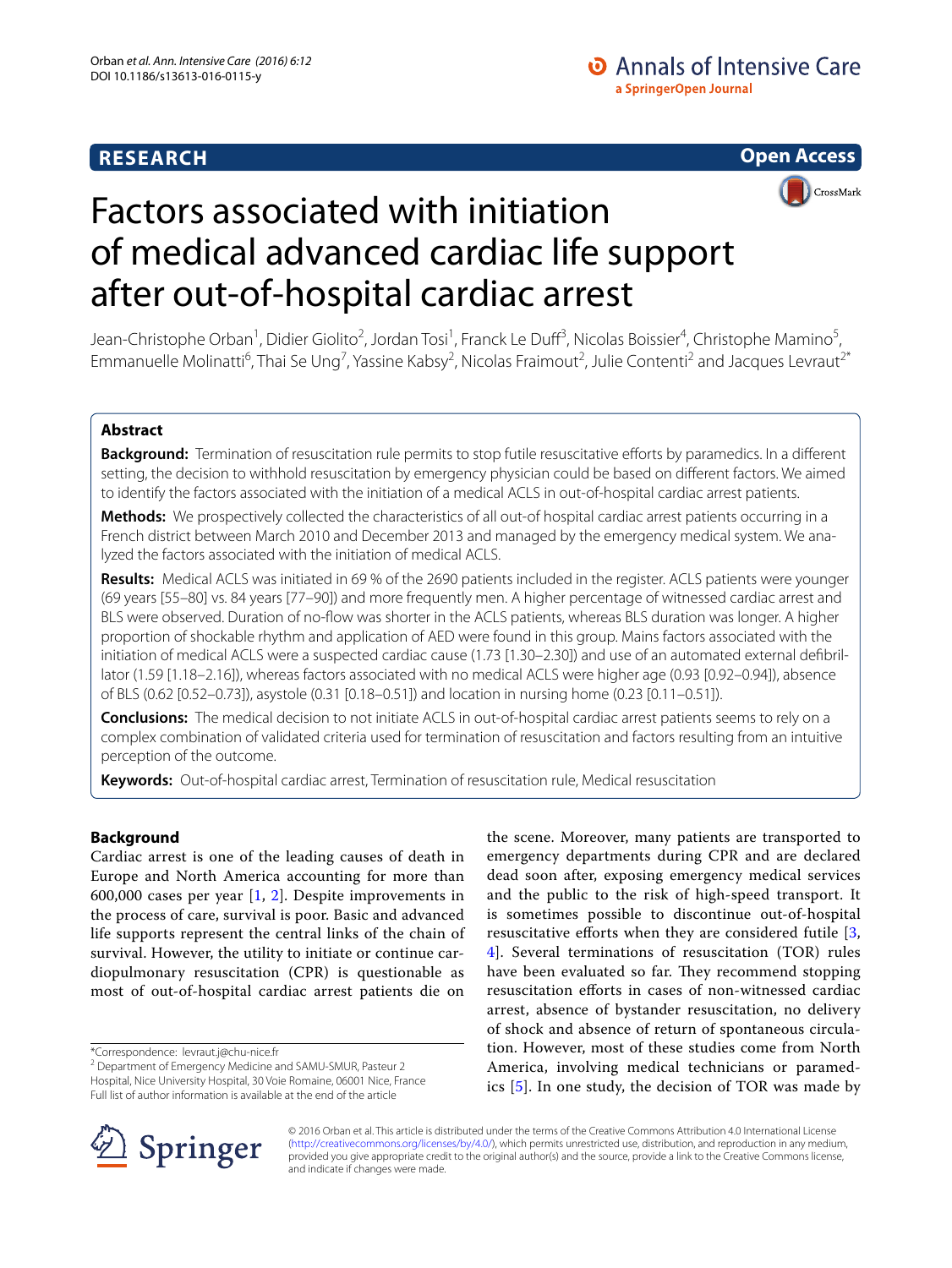RESEARCH

Open Access

# Factors associated with initiation of medical advanced cardiac life support after out-of-hospital cardiac arrest

Jean-Christophe Orban[1], Didier Giolito[2], Jordan Tosi[1], Franck Le Duff[3], Nicolas Boissier[4], Christophe Mamino[5], Emmanuelle Molinatti[6], Thai Se Ung[7], Yassine Kabsy[2], Nicolas Fraimout[2], Julie Contenti[2] and Jacques Levraut[2*]

## Abstract

**Background:** Termination of resuscitation rule permits to stop futile resuscitative efforts by paramedics. In a different setting, the decision to withhold resuscitation by emergency physician could be based on different factors. We aimed to identify the factors associated with the initiation of a medical ACLS in out-of-hospital cardiac arrest patients.

**Methods:** We prospectively collected the characteristics of all out-of hospital cardiac arrest patients occurring in a French district between March 2010 and December 2013 and managed by the emergency medical system. We analyzed the factors associated with the initiation of medical ACLS.

**Results:** Medical ACLS was initiated in 69 % of the 2690 patients included in the register. ACLS patients were younger (69 years [55–80] vs. 84 years [77–90]) and more frequently men. A higher percentage of witnessed cardiac arrest and BLS were observed. Duration of no-flow was shorter in the ACLS patients, whereas BLS duration was longer. A higher proportion of shockable rhythm and application of AED were found in this group. Mains factors associated with the initiation of medical ACLS were a suspected cardiac cause (1.73 [1.30–2.30]) and use of an automated external defibrillator (1.59 [1.18–2.16]), whereas factors associated with no medical ACLS were higher age (0.93 [0.92–0.94]), absence of BLS (0.62 [0.52–0.73]), asystole (0.31 [0.18–0.51]) and location in nursing home (0.23 [0.11–0.51]).

**Conclusions:** The medical decision to not initiate ACLS in out-of-hospital cardiac arrest patients seems to rely on a complex combination of validated criteria used for termination of resuscitation and factors resulting from an intuitive perception of the outcome.

**Keywords:** Out-of-hospital cardiac arrest, Termination of resuscitation rule, Medical resuscitation

## Background

Cardiac arrest is one of the leading causes of death in Europe and North America accounting for more than 600,000 cases per year [1, 2]. Despite improvements in the process of care, survival is poor. Basic and advanced life supports represent the central links of the chain of survival. However, the utility to initiate or continue cardiopulmonary resuscitation (CPR) is questionable as most of out-of-hospital cardiac arrest patients die on the scene. Moreover, many patients are transported to emergency departments during CPR and are declared dead soon after, exposing emergency medical services and the public to the risk of high-speed transport. It is sometimes possible to discontinue out-of-hospital resuscitative efforts when they are considered futile [3, 4]. Several terminations of resuscitation (TOR) rules have been evaluated so far. They recommend stopping resuscitation efforts in cases of non-witnessed cardiac arrest, absence of bystander resuscitation, no delivery of shock and absence of return of spontaneous circulation. However, most of these studies come from North America, involving medical technicians or paramedics [5]. In one study, the decision of TOR was made by

*Correspondence: levraut.j@chu-nice.fr
[2] Department of Emergency Medicine and SAMU-SMUR, Pasteur 2 Hospital, Nice University Hospital, 30 Voie Romaine, 06001 Nice, France
Full list of author information is available at the end of the article

© 2016 Orban et al. This article is distributed under the terms of the Creative Commons Attribution 4.0 International License (http://creativecommons.org/licenses/by/4.0/), which permits unrestricted use, distribution, and reproduction in any medium, provided you give appropriate credit to the original author(s) and the source, provide a link to the Creative Commons license, and indicate if changes were made.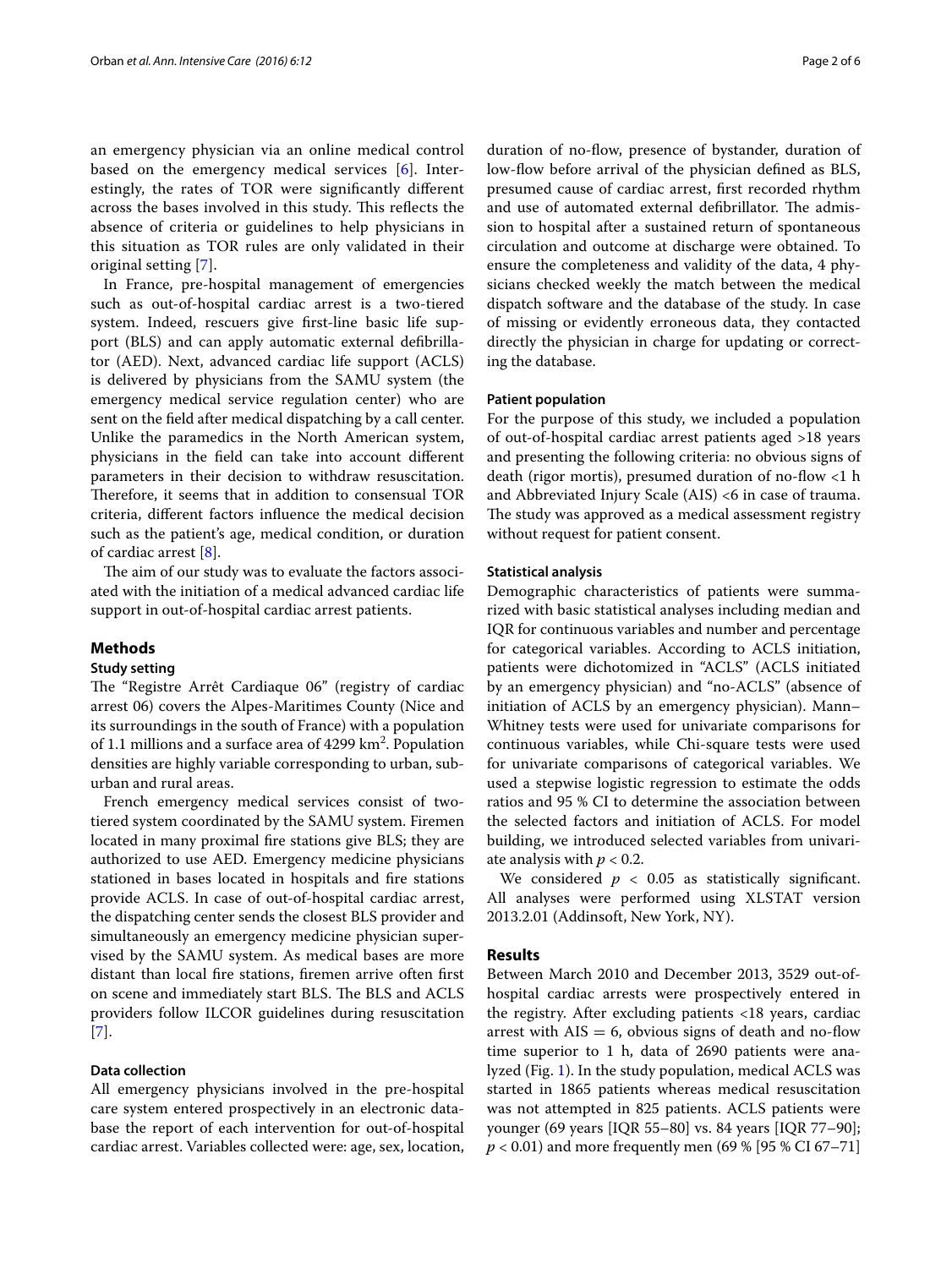an emergency physician via an online medical control based on the emergency medical services [6]. Interestingly, the rates of TOR were significantly different across the bases involved in this study. This reflects the absence of criteria or guidelines to help physicians in this situation as TOR rules are only validated in their original setting [7].

In France, pre-hospital management of emergencies such as out-of-hospital cardiac arrest is a two-tiered system. Indeed, rescuers give first-line basic life support (BLS) and can apply automatic external defibrillator (AED). Next, advanced cardiac life support (ACLS) is delivered by physicians from the SAMU system (the emergency medical service regulation center) who are sent on the field after medical dispatching by a call center. Unlike the paramedics in the North American system, physicians in the field can take into account different parameters in their decision to withdraw resuscitation. Therefore, it seems that in addition to consensual TOR criteria, different factors influence the medical decision such as the patient's age, medical condition, or duration of cardiac arrest [8].

The aim of our study was to evaluate the factors associated with the initiation of a medical advanced cardiac life support in out-of-hospital cardiac arrest patients.

## Methods

### Study setting

The "Registre Arrêt Cardiaque 06" (registry of cardiac arrest 06) covers the Alpes-Maritimes County (Nice and its surroundings in the south of France) with a population of 1.1 millions and a surface area of 4299 km$^2$. Population densities are highly variable corresponding to urban, suburban and rural areas.

French emergency medical services consist of two-tiered system coordinated by the SAMU system. Firemen located in many proximal fire stations give BLS; they are authorized to use AED. Emergency medicine physicians stationed in bases located in hospitals and fire stations provide ACLS. In case of out-of-hospital cardiac arrest, the dispatching center sends the closest BLS provider and simultaneously an emergency medicine physician supervised by the SAMU system. As medical bases are more distant than local fire stations, firemen arrive often first on scene and immediately start BLS. The BLS and ACLS providers follow ILCOR guidelines during resuscitation [7].

### Data collection

All emergency physicians involved in the pre-hospital care system entered prospectively in an electronic database the report of each intervention for out-of-hospital cardiac arrest. Variables collected were: age, sex, location, duration of no-flow, presence of bystander, duration of low-flow before arrival of the physician defined as BLS, presumed cause of cardiac arrest, first recorded rhythm and use of automated external defibrillator. The admission to hospital after a sustained return of spontaneous circulation and outcome at discharge were obtained. To ensure the completeness and validity of the data, 4 physicians checked weekly the match between the medical dispatch software and the database of the study. In case of missing or evidently erroneous data, they contacted directly the physician in charge for updating or correcting the database.

### Patient population

For the purpose of this study, we included a population of out-of-hospital cardiac arrest patients aged >18 years and presenting the following criteria: no obvious signs of death (rigor mortis), presumed duration of no-flow <1 h and Abbreviated Injury Scale (AIS) <6 in case of trauma. The study was approved as a medical assessment registry without request for patient consent.

### Statistical analysis

Demographic characteristics of patients were summarized with basic statistical analyses including median and IQR for continuous variables and number and percentage for categorical variables. According to ACLS initiation, patients were dichotomized in "ACLS" (ACLS initiated by an emergency physician) and "no-ACLS" (absence of initiation of ACLS by an emergency physician). Mann–Whitney tests were used for univariate comparisons for continuous variables, while Chi-square tests were used for univariate comparisons of categorical variables. We used a stepwise logistic regression to estimate the odds ratios and 95 % CI to determine the association between the selected factors and initiation of ACLS. For model building, we introduced selected variables from univariate analysis with $p < 0.2$.

We considered $p < 0.05$ as statistically significant. All analyses were performed using XLSTAT version 2013.2.01 (Addinsoft, New York, NY).

## Results

Between March 2010 and December 2013, 3529 out-of-hospital cardiac arrests were prospectively entered in the registry. After excluding patients <18 years, cardiac arrest with AIS = 6, obvious signs of death and no-flow time superior to 1 h, data of 2690 patients were analyzed (Fig. 1). In the study population, medical ACLS was started in 1865 patients whereas medical resuscitation was not attempted in 825 patients. ACLS patients were younger (69 years [IQR 55–80] vs. 84 years [IQR 77–90]; $p < 0.01$) and more frequently men (69 % [95 % CI 67–71]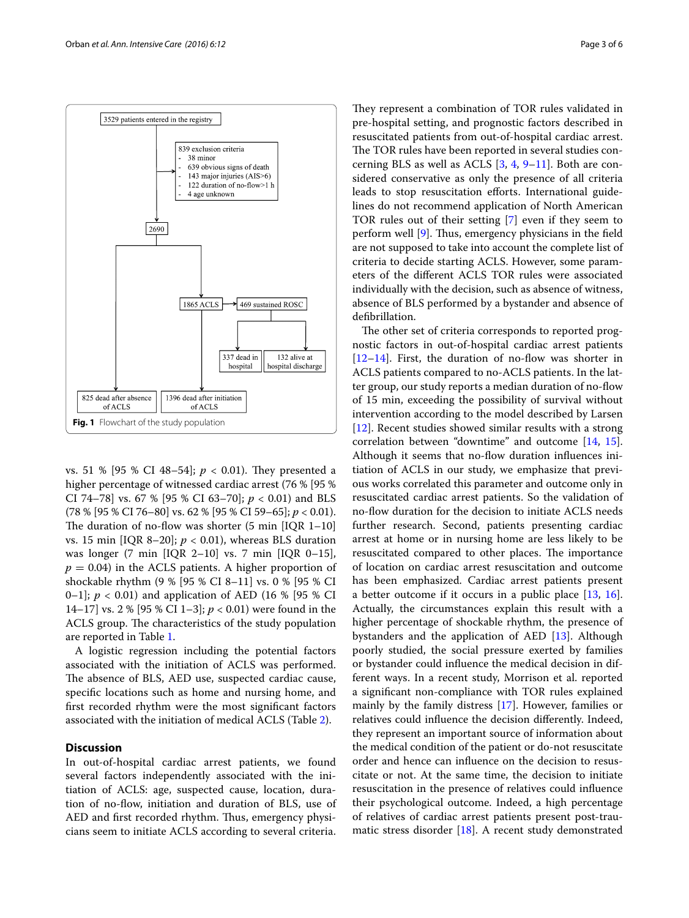3529 patients entered in the registry

839 exclusion criteria
- 38 minor
- 639 obvious signs of death
- 143 major injuries (AIS>6)
- 122 duration of no-flow>1 h
- 4 age unknown

2690

1865 ACLS → 469 sustained ROSC → 337 dead in hospital; 132 alive at hospital discharge

825 dead after absence of ACLS

1396 dead after initiation of ACLS

**Fig. 1** Flowchart of the study population

vs. 51 % [95 % CI 48–54]; $p < 0.01$). They presented a higher percentage of witnessed cardiac arrest (76 % [95 % CI 74–78] vs. 67 % [95 % CI 63–70]; $p < 0.01$) and BLS (78 % [95 % CI 76–80] vs. 62 % [95 % CI 59–65]; $p < 0.01$). The duration of no-flow was shorter (5 min [IQR 1–10] vs. 15 min [IQR 8–20]; $p < 0.01$), whereas BLS duration was longer (7 min [IQR 2–10] vs. 7 min [IQR 0–15], $p = 0.04$) in the ACLS patients. A higher proportion of shockable rhythm (9 % [95 % CI 8–11] vs. 0 % [95 % CI 0–1]; $p < 0.01$) and application of AED (16 % [95 % CI 14–17] vs. 2 % [95 % CI 1–3]; $p < 0.01$) were found in the ACLS group. The characteristics of the study population are reported in Table 1.

A logistic regression including the potential factors associated with the initiation of ACLS was performed. The absence of BLS, AED use, suspected cardiac cause, specific locations such as home and nursing home, and first recorded rhythm were the most significant factors associated with the initiation of medical ACLS (Table 2).

## Discussion

In out-of-hospital cardiac arrest patients, we found several factors independently associated with the initiation of ACLS: age, suspected cause, location, duration of no-flow, initiation and duration of BLS, use of AED and first recorded rhythm. Thus, emergency physicians seem to initiate ACLS according to several criteria. They represent a combination of TOR rules validated in pre-hospital setting, and prognostic factors described in resuscitated patients from out-of-hospital cardiac arrest. The TOR rules have been reported in several studies concerning BLS as well as ACLS [3, 4, 9–11]. Both are considered conservative as only the presence of all criteria leads to stop resuscitation efforts. International guidelines do not recommend application of North American TOR rules out of their setting [7] even if they seem to perform well [9]. Thus, emergency physicians in the field are not supposed to take into account the complete list of criteria to decide starting ACLS. However, some parameters of the different ACLS TOR rules were associated individually with the decision, such as absence of witness, absence of BLS performed by a bystander and absence of defibrillation.

The other set of criteria corresponds to reported prognostic factors in out-of-hospital cardiac arrest patients [12–14]. First, the duration of no-flow was shorter in ACLS patients compared to no-ACLS patients. In the latter group, our study reports a median duration of no-flow of 15 min, exceeding the possibility of survival without intervention according to the model described by Larsen [12]. Recent studies showed similar results with a strong correlation between "downtime" and outcome [14, 15]. Although it seems that no-flow duration influences initiation of ACLS in our study, we emphasize that previous works correlated this parameter and outcome only in resuscitated cardiac arrest patients. So the validation of no-flow duration for the decision to initiate ACLS needs further research. Second, patients presenting cardiac arrest at home or in nursing home are less likely to be resuscitated compared to other places. The importance of location on cardiac arrest resuscitation and outcome has been emphasized. Cardiac arrest patients present a better outcome if it occurs in a public place [13, 16]. Actually, the circumstances explain this result with a higher percentage of shockable rhythm, the presence of bystanders and the application of AED [13]. Although poorly studied, the social pressure exerted by families or bystander could influence the medical decision in different ways. In a recent study, Morrison et al. reported a significant non-compliance with TOR rules explained mainly by the family distress [17]. However, families or relatives could influence the decision differently. Indeed, they represent an important source of information about the medical condition of the patient or do-not resuscitate order and hence can influence on the decision to resuscitate or not. At the same time, the decision to initiate resuscitation in the presence of relatives could influence their psychological outcome. Indeed, a high percentage of relatives of cardiac arrest patients present post-traumatic stress disorder [18]. A recent study demonstrated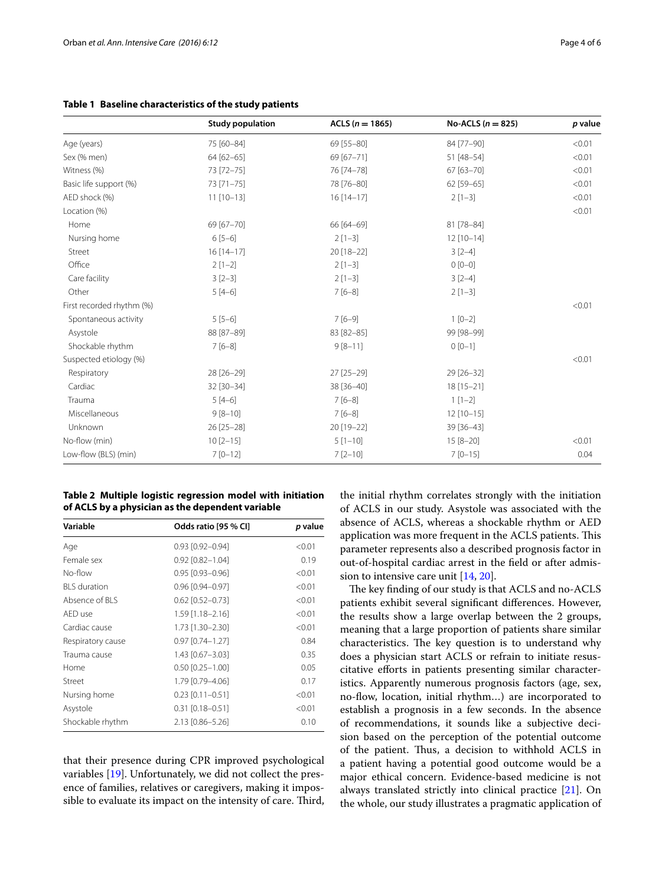**Table 1 Baseline characteristics of the study patients**

| | Study population | ACLS ($n = 1865$) | No-ACLS ($n = 825$) | *p* value |
|---|---|---|---|---|
| Age (years) | 75 [60–84] | 69 [55–80] | 84 [77–90] | <0.01 |
| Sex (% men) | 64 [62–65] | 69 [67–71] | 51 [48–54] | <0.01 |
| Witness (%) | 73 [72–75] | 76 [74–78] | 67 [63–70] | <0.01 |
| Basic life support (%) | 73 [71–75] | 78 [76–80] | 62 [59–65] | <0.01 |
| AED shock (%) | 11 [10–13] | 16 [14–17] | 2 [1–3] | <0.01 |
| Location (%) | | | | <0.01 |
| Home | 69 [67–70] | 66 [64–69] | 81 [78–84] | |
| Nursing home | 6 [5–6] | 2 [1–3] | 12 [10–14] | |
| Street | 16 [14–17] | 20 [18–22] | 3 [2–4] | |
| Office | 2 [1–2] | 2 [1–3] | 0 [0–0] | |
| Care facility | 3 [2–3] | 2 [1–3] | 3 [2–4] | |
| Other | 5 [4–6] | 7 [6–8] | 2 [1–3] | |
| First recorded rhythm (%) | | | | <0.01 |
| Spontaneous activity | 5 [5–6] | 7 [6–9] | 1 [0–2] | |
| Asystole | 88 [87–89] | 83 [82–85] | 99 [98–99] | |
| Shockable rhythm | 7 [6–8] | 9 [8–11] | 0 [0–1] | |
| Suspected etiology (%) | | | | <0.01 |
| Respiratory | 28 [26–29] | 27 [25–29] | 29 [26–32] | |
| Cardiac | 32 [30–34] | 38 [36–40] | 18 [15–21] | |
| Trauma | 5 [4–6] | 7 [6–8] | 1 [1–2] | |
| Miscellaneous | 9 [8–10] | 7 [6–8] | 12 [10–15] | |
| Unknown | 26 [25–28] | 20 [19–22] | 39 [36–43] | |
| No-flow (min) | 10 [2–15] | 5 [1–10] | 15 [8–20] | <0.01 |
| Low-flow (BLS) (min) | 7 [0–12] | 7 [2–10] | 7 [0–15] | 0.04 |

**Table 2 Multiple logistic regression model with initiation of ACLS by a physician as the dependent variable**

| Variable | Odds ratio [95 % CI] | *p* value |
|---|---|---|
| Age | 0.93 [0.92–0.94] | <0.01 |
| Female sex | 0.92 [0.82–1.04] | 0.19 |
| No-flow | 0.95 [0.93–0.96] | <0.01 |
| BLS duration | 0.96 [0.94–0.97] | <0.01 |
| Absence of BLS | 0.62 [0.52–0.73] | <0.01 |
| AED use | 1.59 [1.18–2.16] | <0.01 |
| Cardiac cause | 1.73 [1.30–2.30] | <0.01 |
| Respiratory cause | 0.97 [0.74–1.27] | 0.84 |
| Trauma cause | 1.43 [0.67–3.03] | 0.35 |
| Home | 0.50 [0.25–1.00] | 0.05 |
| Street | 1.79 [0.79–4.06] | 0.17 |
| Nursing home | 0.23 [0.11–0.51] | <0.01 |
| Asystole | 0.31 [0.18–0.51] | <0.01 |
| Shockable rhythm | 2.13 [0.86–5.26] | 0.10 |

that their presence during CPR improved psychological variables [19]. Unfortunately, we did not collect the presence of families, relatives or caregivers, making it impossible to evaluate its impact on the intensity of care. Third, the initial rhythm correlates strongly with the initiation of ACLS in our study. Asystole was associated with the absence of ACLS, whereas a shockable rhythm or AED application was more frequent in the ACLS patients. This parameter represents also a described prognosis factor in out-of-hospital cardiac arrest in the field or after admission to intensive care unit [14, 20].

The key finding of our study is that ACLS and no-ACLS patients exhibit several significant differences. However, the results show a large overlap between the 2 groups, meaning that a large proportion of patients share similar characteristics. The key question is to understand why does a physician start ACLS or refrain to initiate resuscitative efforts in patients presenting similar characteristics. Apparently numerous prognosis factors (age, sex, no-flow, location, initial rhythm…) are incorporated to establish a prognosis in a few seconds. In the absence of recommendations, it sounds like a subjective decision based on the perception of the potential outcome of the patient. Thus, a decision to withhold ACLS in a patient having a potential good outcome would be a major ethical concern. Evidence-based medicine is not always translated strictly into clinical practice [21]. On the whole, our study illustrates a pragmatic application of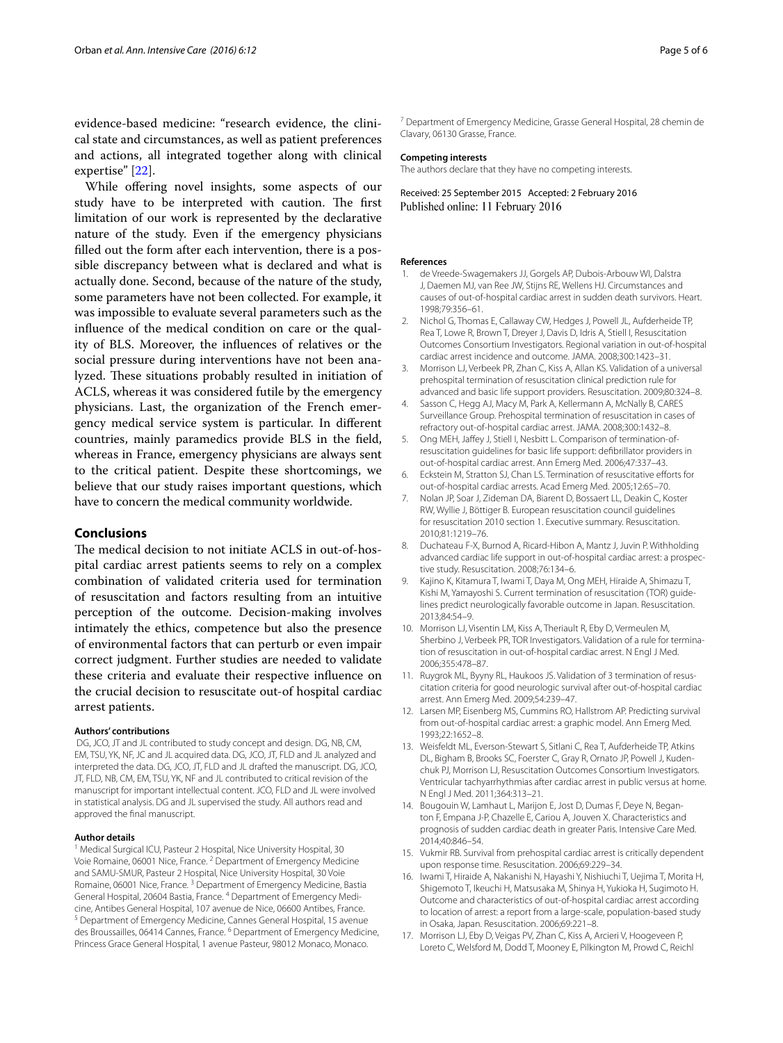evidence-based medicine: "research evidence, the clinical state and circumstances, as well as patient preferences and actions, all integrated together along with clinical expertise" [22].

While offering novel insights, some aspects of our study have to be interpreted with caution. The first limitation of our work is represented by the declarative nature of the study. Even if the emergency physicians filled out the form after each intervention, there is a possible discrepancy between what is declared and what is actually done. Second, because of the nature of the study, some parameters have not been collected. For example, it was impossible to evaluate several parameters such as the influence of the medical condition on care or the quality of BLS. Moreover, the influences of relatives or the social pressure during interventions have not been analyzed. These situations probably resulted in initiation of ACLS, whereas it was considered futile by the emergency physicians. Last, the organization of the French emergency medical service system is particular. In different countries, mainly paramedics provide BLS in the field, whereas in France, emergency physicians are always sent to the critical patient. Despite these shortcomings, we believe that our study raises important questions, which have to concern the medical community worldwide.

## Conclusions

The medical decision to not initiate ACLS in out-of-hospital cardiac arrest patients seems to rely on a complex combination of validated criteria used for termination of resuscitation and factors resulting from an intuitive perception of the outcome. Decision-making involves intimately the ethics, competence but also the presence of environmental factors that can perturb or even impair correct judgment. Further studies are needed to validate these criteria and evaluate their respective influence on the crucial decision to resuscitate out-of hospital cardiac arrest patients.

#### Authors' contributions

DG, JCO, JT and JL contributed to study concept and design. DG, NB, CM, EM, TSU, YK, NF, JC and JL acquired data. DG, JCO, JT, FLD and JL analyzed and interpreted the data. DG, JCO, JT, FLD and JL drafted the manuscript. DG, JCO, JT, FLD, NB, CM, EM, TSU, YK, NF and JL contributed to critical revision of the manuscript for important intellectual content. JCO, FLD and JL were involved in statistical analysis. DG and JL supervised the study. All authors read and approved the final manuscript.

#### Author details

[1] Medical Surgical ICU, Pasteur 2 Hospital, Nice University Hospital, 30 Voie Romaine, 06001 Nice, France. [2] Department of Emergency Medicine and SAMU-SMUR, Pasteur 2 Hospital, Nice University Hospital, 30 Voie Romaine, 06001 Nice, France. [3] Department of Emergency Medicine, Bastia General Hospital, 20604 Bastia, France. [4] Department of Emergency Medicine, Antibes General Hospital, 107 avenue de Nice, 06600 Antibes, France. [5] Department of Emergency Medicine, Cannes General Hospital, 15 avenue des Broussailles, 06414 Cannes, France. [6] Department of Emergency Medicine, Princess Grace General Hospital, 1 avenue Pasteur, 98012 Monaco, Monaco. [7] Department of Emergency Medicine, Grasse General Hospital, 28 chemin de Clavary, 06130 Grasse, France.

#### Competing interests

The authors declare that they have no competing interests.

Received: 25 September 2015 Accepted: 2 February 2016
Published online: 11 February 2016

#### References

1. de Vreede-Swagemakers JJ, Gorgels AP, Dubois-Arbouw WI, Dalstra J, Daemen MJ, van Ree JW, Stijns RE, Wellens HJ. Circumstances and causes of out-of-hospital cardiac arrest in sudden death survivors. Heart. 1998;79:356–61.
2. Nichol G, Thomas E, Callaway CW, Hedges J, Powell JL, Aufderheide TP, Rea T, Lowe R, Brown T, Dreyer J, Davis D, Idris A, Stiell I, Resuscitation Outcomes Consortium Investigators. Regional variation in out-of-hospital cardiac arrest incidence and outcome. JAMA. 2008;300:1423–31.
3. Morrison LJ, Verbeek PR, Zhan C, Kiss A, Allan KS. Validation of a universal prehospital termination of resuscitation clinical prediction rule for advanced and basic life support providers. Resuscitation. 2009;80:324–8.
4. Sasson C, Hegg AJ, Macy M, Park A, Kellermann A, McNally B, CARES Surveillance Group. Prehospital termination of resuscitation in cases of refractory out-of-hospital cardiac arrest. JAMA. 2008;300:1432–8.
5. Ong MEH, Jaffey J, Stiell I, Nesbitt L. Comparison of termination-of-resuscitation guidelines for basic life support: defibrillator providers in out-of-hospital cardiac arrest. Ann Emerg Med. 2006;47:337–43.
6. Eckstein M, Stratton SJ, Chan LS. Termination of resuscitative efforts for out-of-hospital cardiac arrests. Acad Emerg Med. 2005;12:65–70.
7. Nolan JP, Soar J, Zideman DA, Biarent D, Bossaert LL, Deakin C, Koster RW, Wyllie J, Böttiger B. European resuscitation council guidelines for resuscitation 2010 section 1. Executive summary. Resuscitation. 2010;81:1219–76.
8. Duchateau F-X, Burnod A, Ricard-Hibon A, Mantz J, Juvin P. Withholding advanced cardiac life support in out-of-hospital cardiac arrest: a prospective study. Resuscitation. 2008;76:134–6.
9. Kajino K, Kitamura T, Iwami T, Daya M, Ong MEH, Hiraide A, Shimazu T, Kishi M, Yamayoshi S. Current termination of resuscitation (TOR) guidelines predict neurologically favorable outcome in Japan. Resuscitation. 2013;84:54–9.
10. Morrison LJ, Visentin LM, Kiss A, Theriault R, Eby D, Vermeulen M, Sherbino J, Verbeek PR, TOR Investigators. Validation of a rule for termination of resuscitation in out-of-hospital cardiac arrest. N Engl J Med. 2006;355:478–87.
11. Ruygrok ML, Byyny RL, Haukoos JS. Validation of 3 termination of resuscitation criteria for good neurologic survival after out-of-hospital cardiac arrest. Ann Emerg Med. 2009;54:239–47.
12. Larsen MP, Eisenberg MS, Cummins RO, Hallstrom AP. Predicting survival from out-of-hospital cardiac arrest: a graphic model. Ann Emerg Med. 1993;22:1652–8.
13. Weisfeldt ML, Everson-Stewart S, Sitlani C, Rea T, Aufderheide TP, Atkins DL, Bigham B, Brooks SC, Foerster C, Gray R, Ornato JP, Powell J, Kudenchuk PJ, Morrison LJ, Resuscitation Outcomes Consortium Investigators. Ventricular tachyarrhythmias after cardiac arrest in public versus at home. N Engl J Med. 2011;364:313–21.
14. Bougouin W, Lamhaut L, Marijon E, Jost D, Dumas F, Deye N, Beganton F, Empana J-P, Chazelle E, Cariou A, Jouven X. Characteristics and prognosis of sudden cardiac death in greater Paris. Intensive Care Med. 2014;40:846–54.
15. Vukmir RB. Survival from prehospital cardiac arrest is critically dependent upon response time. Resuscitation. 2006;69:229–34.
16. Iwami T, Hiraide A, Nakanishi N, Hayashi Y, Nishiuchi T, Uejima T, Morita H, Shigemoto T, Ikeuchi H, Matsusaka M, Shinya H, Yukioka H, Sugimoto H. Outcome and characteristics of out-of-hospital cardiac arrest according to location of arrest: a report from a large-scale, population-based study in Osaka, Japan. Resuscitation. 2006;69:221–8.
17. Morrison LJ, Eby D, Veigas PV, Zhan C, Kiss A, Arcieri V, Hoogeveen P, Loreto C, Welsford M, Dodd T, Mooney E, Pilkington M, Prowd C, Reichl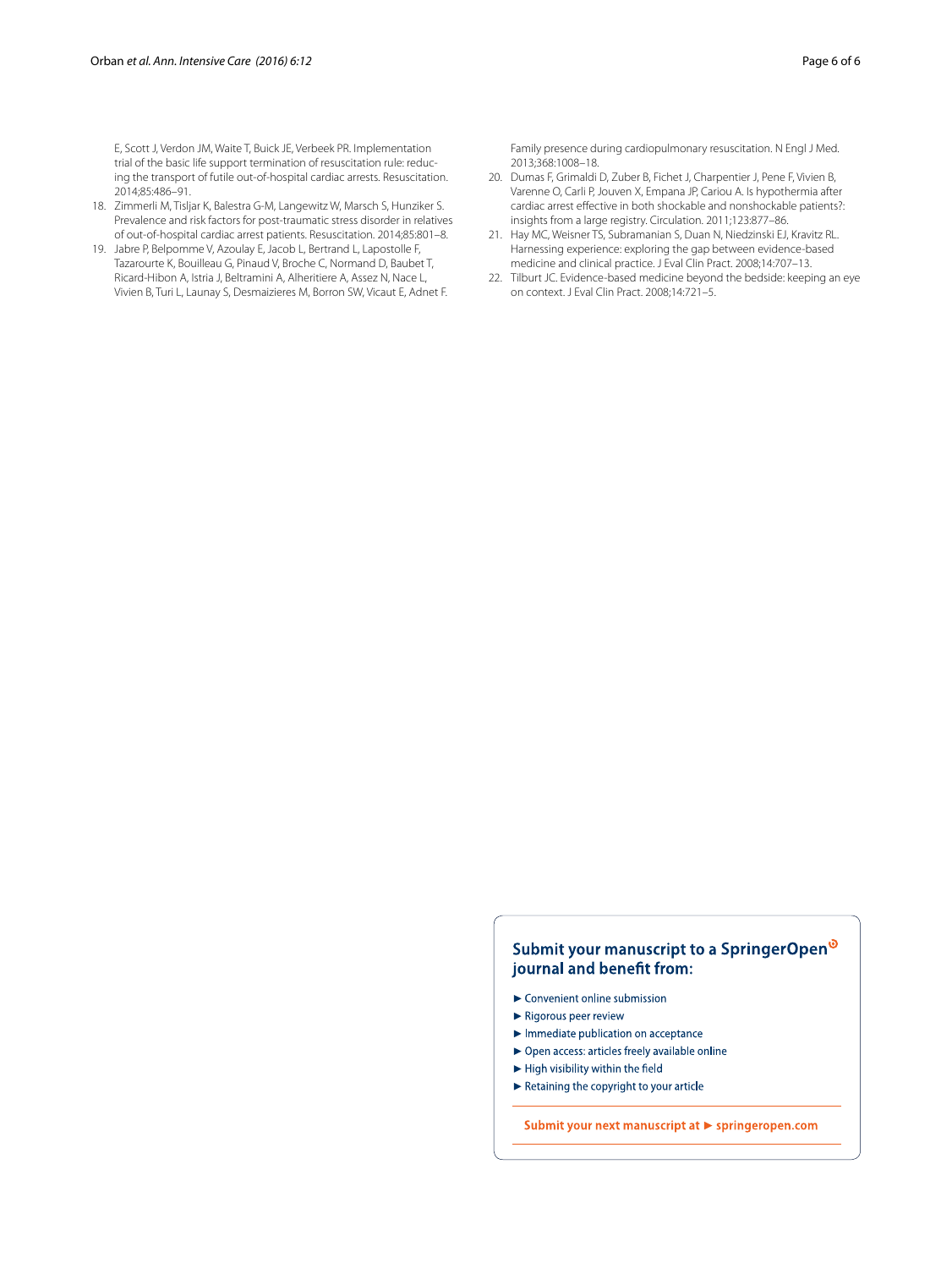E, Scott J, Verdon JM, Waite T, Buick JE, Verbeek PR. Implementation trial of the basic life support termination of resuscitation rule: reducing the transport of futile out-of-hospital cardiac arrests. Resuscitation. 2014;85:486–91.

18. Zimmerli M, Tisljar K, Balestra G-M, Langewitz W, Marsch S, Hunziker S. Prevalence and risk factors for post-traumatic stress disorder in relatives of out-of-hospital cardiac arrest patients. Resuscitation. 2014;85:801–8.
19. Jabre P, Belpomme V, Azoulay E, Jacob L, Bertrand L, Lapostolle F, Tazarourte K, Bouilleau G, Pinaud V, Broche C, Normand D, Baubet T, Ricard-Hibon A, Istria J, Beltramini A, Alheritiere A, Assez N, Nace L, Vivien B, Turi L, Launay S, Desmaizieres M, Borron SW, Vicaut E, Adnet F. Family presence during cardiopulmonary resuscitation. N Engl J Med. 2013;368:1008–18.
20. Dumas F, Grimaldi D, Zuber B, Fichet J, Charpentier J, Pene F, Vivien B, Varenne O, Carli P, Jouven X, Empana JP, Cariou A. Is hypothermia after cardiac arrest effective in both shockable and nonshockable patients?: insights from a large registry. Circulation. 2011;123:877–86.
21. Hay MC, Weisner TS, Subramanian S, Duan N, Niedzinski EJ, Kravitz RL. Harnessing experience: exploring the gap between evidence-based medicine and clinical practice. J Eval Clin Pract. 2008;14:707–13.
22. Tilburt JC. Evidence-based medicine beyond the bedside: keeping an eye on context. J Eval Clin Pract. 2008;14:721–5.

**Submit your manuscript to a SpringerOpen journal and benefit from:**

- ► Convenient online submission
- ► Rigorous peer review
- ► Immediate publication on acceptance
- ► Open access: articles freely available online
- ► High visibility within the field
- ► Retaining the copyright to your article

**Submit your next manuscript at ► springeropen.com**